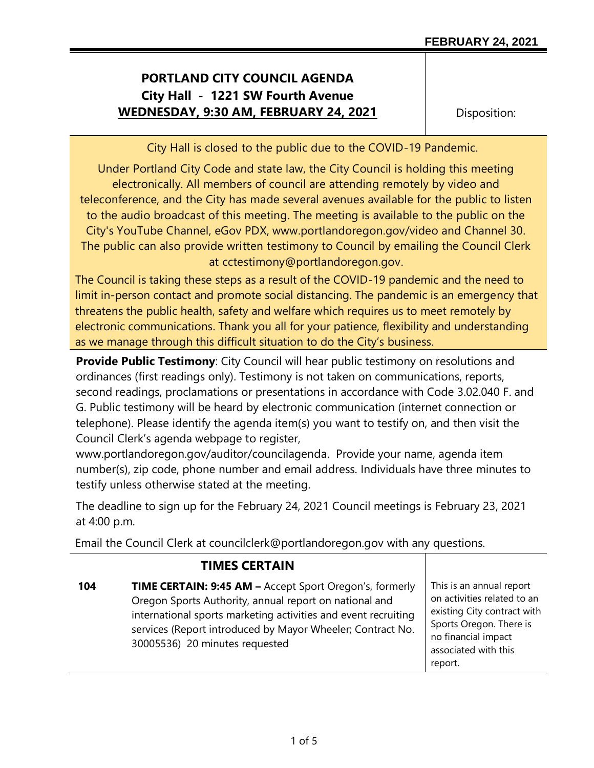# PORTLAND CITY COUNCIL AGENDA

**City Hall - 1221 SW Fourth Avenue**

**WEDNESDAY, 9:30 AM, FEBRUARY 24, 2021**

Disposition:

City Hall is closed to the public due to the COVID-19 Pandemic.

Under Portland City Code and state law, the City Council is holding this meeting electronically. All members of council are attending remotely by video and teleconference, and the City has made several avenues available for the public to listen to the audio broadcast of this meeting. The meeting is available to the public on the City's YouTube Channel, eGov PDX, www.portlandoregon.gov/video and Channel 30. The public can also provide written testimony to Council by emailing the Council Clerk at cctestimony@portlandoregon.gov.

The Council is taking these steps as a result of the COVID-19 pandemic and the need to limit in-person contact and promote social distancing. The pandemic is an emergency that threatens the public health, safety and welfare which requires us to meet remotely by electronic communications. Thank you all for your patience, flexibility and understanding as we manage through this difficult situation to do the City's business.

**Provide Public Testimony**: City Council will hear public testimony on resolutions and ordinances (first readings only). Testimony is not taken on communications, reports, second readings, proclamations or presentations in accordance with Code 3.02.040 F. and G. Public testimony will be heard by electronic communication (internet connection or telephone). Please identify the agenda item(s) you want to testify on, and then visit the Council Clerk's agenda webpage to register, www.portlandoregon.gov/auditor/councilagenda. Provide your name, agenda item number(s), zip code, phone number and email address. Individuals have three minutes to testify unless otherwise stated at the meeting.

The deadline to sign up for the February 24, 2021 Council meetings is February 23, 2021 at 4:00 p.m.

Email the Council Clerk at councilclerk@portlandoregon.gov with any questions.

## TIMES CERTAIN

**104** **TIME CERTAIN: 9:45 AM –** Accept Sport Oregon's, formerly Oregon Sports Authority, annual report on national and international sports marketing activities and event recruiting services (Report introduced by Mayor Wheeler; Contract No. 30005536) 20 minutes requested

This is an annual report on activities related to an existing City contract with Sports Oregon. There is no financial impact associated with this report.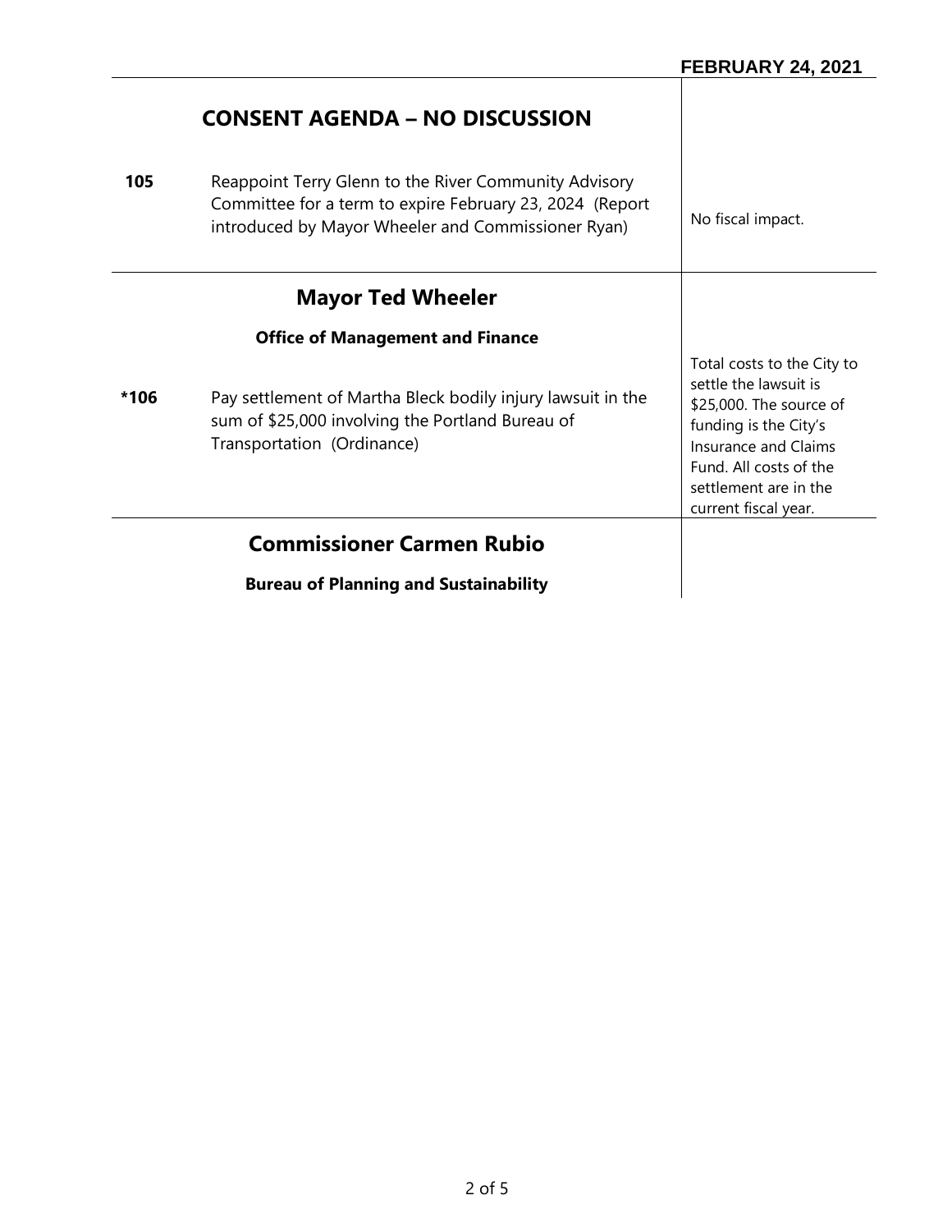## CONSENT AGENDA – NO DISCUSSION

| | | |
|---|---|---|
| **105** | Reappoint Terry Glenn to the River Community Advisory Committee for a term to expire February 23, 2024 (Report introduced by Mayor Wheeler and Commissioner Ryan) | No fiscal impact. |

## Mayor Ted Wheeler

### Office of Management and Finance

| | | |
|---|---|---|
| **\*106** | Pay settlement of Martha Bleck bodily injury lawsuit in the sum of $25,000 involving the Portland Bureau of Transportation (Ordinance) | Total costs to the City to settle the lawsuit is $25,000. The source of funding is the City's Insurance and Claims Fund. All costs of the settlement are in the current fiscal year. |

## Commissioner Carmen Rubio

### Bureau of Planning and Sustainability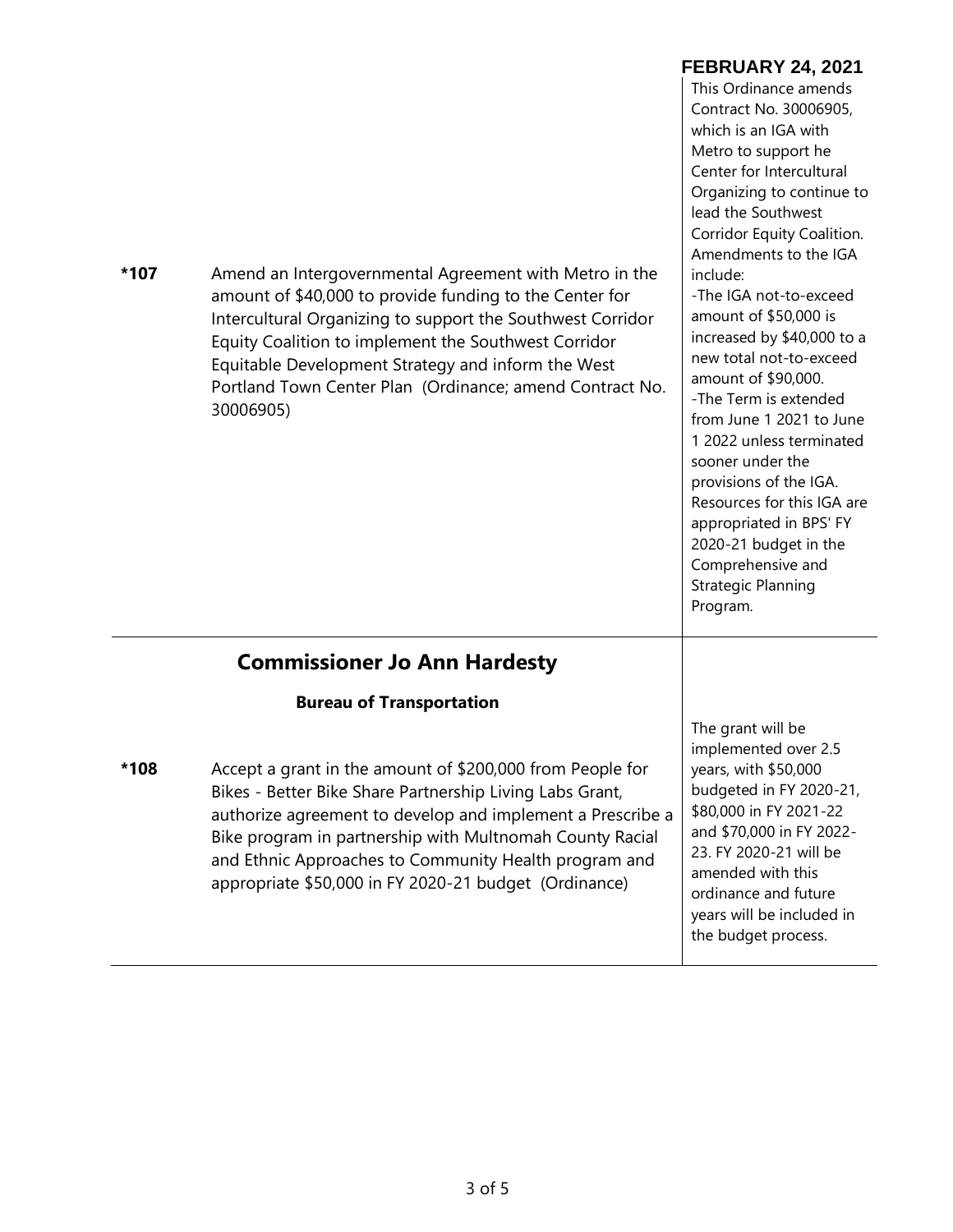**FEBRUARY 24, 2021**

| | | |
|---|---|---|
| ***107** | Amend an Intergovernmental Agreement with Metro in the amount of $40,000 to provide funding to the Center for Intercultural Organizing to support the Southwest Corridor Equity Coalition to implement the Southwest Corridor Equitable Development Strategy and inform the West Portland Town Center Plan (Ordinance; amend Contract No. 30006905) | This Ordinance amends Contract No. 30006905, which is an IGA with Metro to support he Center for Intercultural Organizing to continue to lead the Southwest Corridor Equity Coalition. Amendments to the IGA include: -The IGA not-to-exceed amount of $50,000 is increased by $40,000 to a new total not-to-exceed amount of $90,000. -The Term is extended from June 1 2021 to June 1 2022 unless terminated sooner under the provisions of the IGA. Resources for this IGA are appropriated in BPS' FY 2020-21 budget in the Comprehensive and Strategic Planning Program. |

## Commissioner Jo Ann Hardesty

### Bureau of Transportation

| | | |
|---|---|---|
| ***108** | Accept a grant in the amount of $200,000 from People for Bikes - Better Bike Share Partnership Living Labs Grant, authorize agreement to develop and implement a Prescribe a Bike program in partnership with Multnomah County Racial and Ethnic Approaches to Community Health program and appropriate $50,000 in FY 2020-21 budget (Ordinance) | The grant will be implemented over 2.5 years, with $50,000 budgeted in FY 2020-21, $80,000 in FY 2021-22 and $70,000 in FY 2022-23. FY 2020-21 will be amended with this ordinance and future years will be included in the budget process. |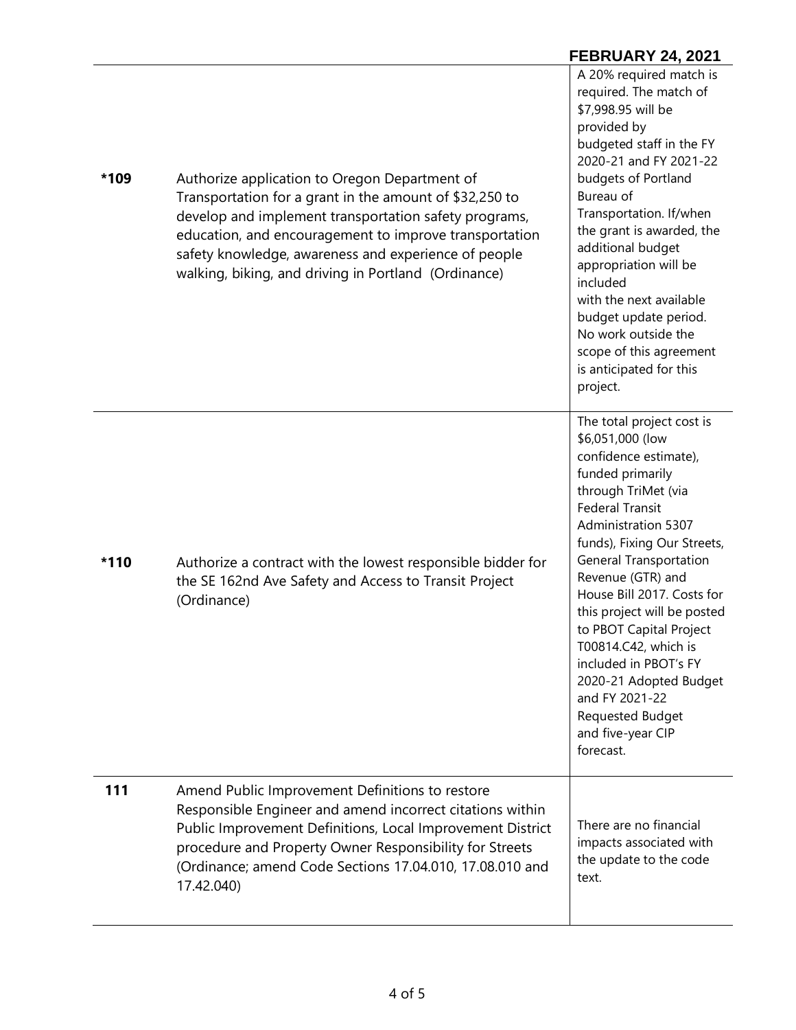**FEBRUARY 24, 2021**

| | | |
|---|---|---|
| ***109** | Authorize application to Oregon Department of Transportation for a grant in the amount of $32,250 to develop and implement transportation safety programs, education, and encouragement to improve transportation safety knowledge, awareness and experience of people walking, biking, and driving in Portland (Ordinance) | A 20% required match is required. The match of $7,998.95 will be provided by budgeted staff in the FY 2020-21 and FY 2021-22 budgets of Portland Bureau of Transportation. If/when the grant is awarded, the additional budget appropriation will be included with the next available budget update period. No work outside the scope of this agreement is anticipated for this project. |
| ***110** | Authorize a contract with the lowest responsible bidder for the SE 162nd Ave Safety and Access to Transit Project (Ordinance) | The total project cost is $6,051,000 (low confidence estimate), funded primarily through TriMet (via Federal Transit Administration 5307 funds), Fixing Our Streets, General Transportation Revenue (GTR) and House Bill 2017. Costs for this project will be posted to PBOT Capital Project T00814.C42, which is included in PBOT's FY 2020-21 Adopted Budget and FY 2021-22 Requested Budget and five-year CIP forecast. |
| **111** | Amend Public Improvement Definitions to restore Responsible Engineer and amend incorrect citations within Public Improvement Definitions, Local Improvement District procedure and Property Owner Responsibility for Streets (Ordinance; amend Code Sections 17.04.010, 17.08.010 and 17.42.040) | There are no financial impacts associated with the update to the code text. |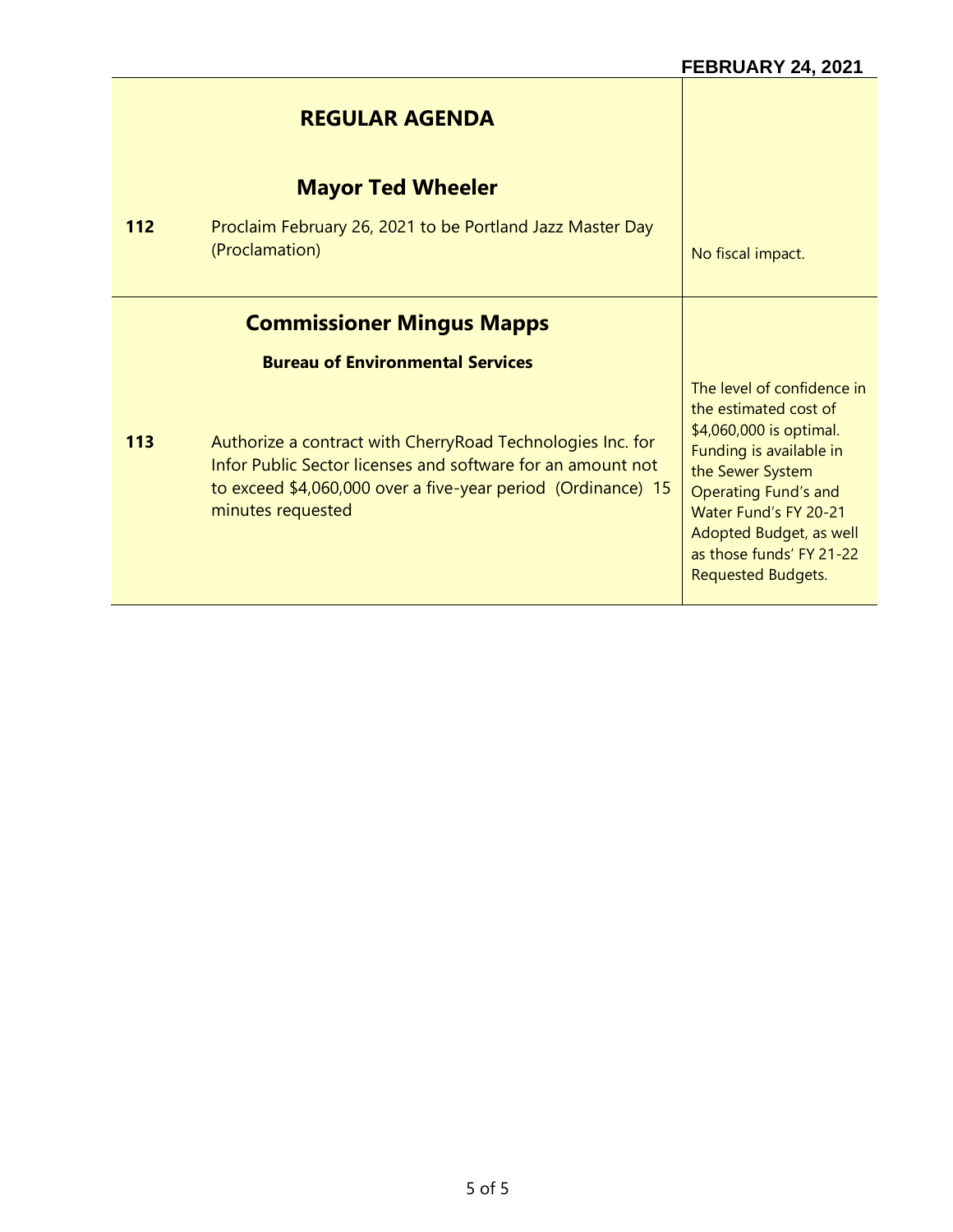**FEBRUARY 24, 2021**

| | | |
|---|---|---|
| | **REGULAR AGENDA** | |
| | **Mayor Ted Wheeler** | |
| **112** | Proclaim February 26, 2021 to be Portland Jazz Master Day (Proclamation) | No fiscal impact. |
| | **Commissioner Mingus Mapps** | |
| | **Bureau of Environmental Services** | |
| **113** | Authorize a contract with CherryRoad Technologies Inc. for Infor Public Sector licenses and software for an amount not to exceed $4,060,000 over a five-year period (Ordinance) 15 minutes requested | The level of confidence in the estimated cost of $4,060,000 is optimal. Funding is available in the Sewer System Operating Fund's and Water Fund's FY 20-21 Adopted Budget, as well as those funds' FY 21-22 Requested Budgets. |